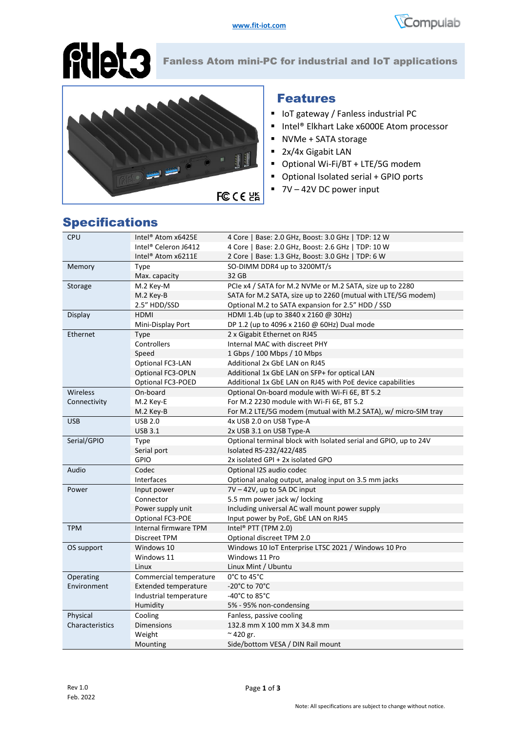www.fit-iot.com

# fitlet3

## Fanless Atom mini-PC for industrial and IoT applications

## Features

- IoT gateway / Fanless industrial PC
- Intel® Elkhart Lake x6000E Atom processor
- NVMe + SATA storage
- 2x/4x Gigabit LAN
- Optional Wi-Fi/BT + LTE/5G modem
- Optional Isolated serial + GPIO ports
- 7V – 42V DC power input

## Specifications

| | | |
|---|---|---|
| CPU | Intel® Atom x6425E | 4 Core \| Base: 2.0 GHz, Boost: 3.0 GHz \| TDP: 12 W |
| | Intel® Celeron J6412 | 4 Core \| Base: 2.0 GHz, Boost: 2.6 GHz \| TDP: 10 W |
| | Intel® Atom x6211E | 2 Core \| Base: 1.3 GHz, Boost: 3.0 GHz \| TDP: 6 W |
| Memory | Type | SO-DIMM DDR4 up to 3200MT/s |
| | Max. capacity | 32 GB |
| Storage | M.2 Key-M | PCIe x4 / SATA for M.2 NVMe or M.2 SATA, size up to 2280 |
| | M.2 Key-B | SATA for M.2 SATA, size up to 2260 (mutual with LTE/5G modem) |
| | 2.5" HDD/SSD | Optional M.2 to SATA expansion for 2.5" HDD / SSD |
| Display | HDMI | HDMI 1.4b (up to 3840 x 2160 @ 30Hz) |
| | Mini-Display Port | DP 1.2 (up to 4096 x 2160 @ 60Hz) Dual mode |
| Ethernet | Type | 2 x Gigabit Ethernet on RJ45 |
| | Controllers | Internal MAC with discreet PHY |
| | Speed | 1 Gbps / 100 Mbps / 10 Mbps |
| | Optional FC3-LAN | Additional 2x GbE LAN on RJ45 |
| | Optional FC3-OPLN | Additional 1x GbE LAN on SFP+ for optical LAN |
| | Optional FC3-POED | Additional 1x GbE LAN on RJ45 with PoE device capabilities |
| Wireless Connectivity | On-board | Optional On-board module with Wi-Fi 6E, BT 5.2 |
| | M.2 Key-E | For M.2 2230 module with Wi-Fi 6E, BT 5.2 |
| | M.2 Key-B | For M.2 LTE/5G modem (mutual with M.2 SATA), w/ micro-SIM tray |
| USB | USB 2.0 | 4x USB 2.0 on USB Type-A |
| | USB 3.1 | 2x USB 3.1 on USB Type-A |
| Serial/GPIO | Type | Optional terminal block with Isolated serial and GPIO, up to 24V |
| | Serial port | Isolated RS-232/422/485 |
| | GPIO | 2x isolated GPI + 2x isolated GPO |
| Audio | Codec | Optional I2S audio codec |
| | Interfaces | Optional analog output, analog input on 3.5 mm jacks |
| Power | Input power | 7V – 42V, up to 5A DC input |
| | Connector | 5.5 mm power jack w/ locking |
| | Power supply unit | Including universal AC wall mount power supply |
| | Optional FC3-POE | Input power by PoE, GbE LAN on RJ45 |
| TPM | Internal firmware TPM | Intel® PTT (TPM 2.0) |
| | Discreet TPM | Optional discreet TPM 2.0 |
| OS support | Windows 10 | Windows 10 IoT Enterprise LTSC 2021 / Windows 10 Pro |
| | Windows 11 | Windows 11 Pro |
| | Linux | Linux Mint / Ubuntu |
| Operating Environment | Commercial temperature | 0°C to 45°C |
| | Extended temperature | -20°C to 70°C |
| | Industrial temperature | -40°C to 85°C |
| | Humidity | 5% - 95% non-condensing |
| Physical Characteristics | Cooling | Fanless, passive cooling |
| | Dimensions | 132.8 mm X 100 mm X 34.8 mm |
| | Weight | ~ 420 gr. |
| | Mounting | Side/bottom VESA / DIN Rail mount |

Rev 1.0
Feb. 2022

Note: All specifications are subject to change without notice.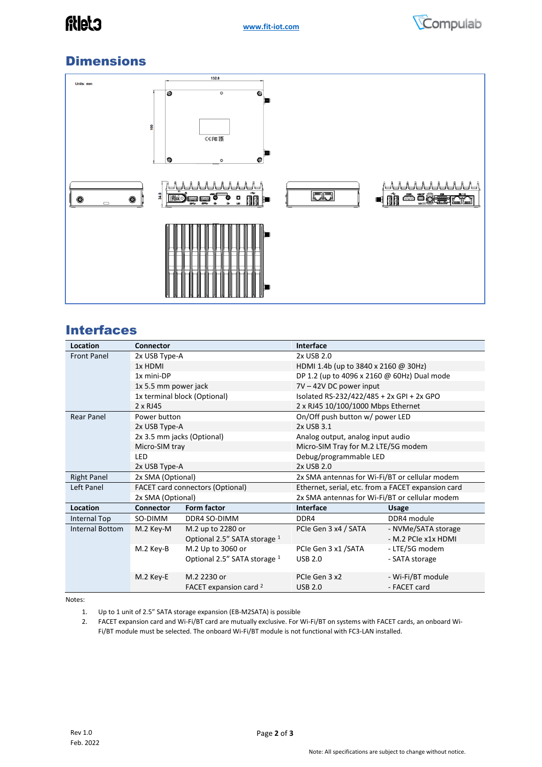## Dimensions

## Interfaces

| Location | Connector | Interface |
|---|---|---|
| Front Panel | 2x USB Type-A | 2x USB 2.0 |
| | 1x HDMI | HDMI 1.4b (up to 3840 x 2160 @ 30Hz) |
| | 1x mini-DP | DP 1.2 (up to 4096 x 2160 @ 60Hz) Dual mode |
| | 1x 5.5 mm power jack | 7V – 42V DC power input |
| | 1x terminal block (Optional) | Isolated RS-232/422/485 + 2x GPI + 2x GPO |
| | 2 x RJ45 | 2 x RJ45 10/100/1000 Mbps Ethernet |
| Rear Panel | Power button | On/Off push button w/ power LED |
| | 2x USB Type-A | 2x USB 3.1 |
| | 2x 3.5 mm jacks (Optional) | Analog output, analog input audio |
| | Micro-SIM tray | Micro-SIM Tray for M.2 LTE/5G modem |
| | LED | Debug/programmable LED |
| | 2x USB Type-A | 2x USB 2.0 |
| Right Panel | 2x SMA (Optional) | 2x SMA antennas for Wi-Fi/BT or cellular modem |
| Left Panel | FACET card connectors (Optional) | Ethernet, serial, etc. from a FACET expansion card |
| | 2x SMA (Optional) | 2x SMA antennas for Wi-Fi/BT or cellular modem |

| Location | Connector | Form factor | Interface | Usage |
|---|---|---|---|---|
| Internal Top | SO-DIMM | DDR4 SO-DIMM | DDR4 | DDR4 module |
| Internal Bottom | M.2 Key-M | M.2 up to 2280 or<br>Optional 2.5" SATA storage [1] | PCIe Gen 3 x4 / SATA | - NVMe/SATA storage<br>- M.2 PCIe x1x HDMI |
| | M.2 Key-B | M.2 Up to 3060 or<br>Optional 2.5" SATA storage [1] | PCIe Gen 3 x1 /SATA<br>USB 2.0 | - LTE/5G modem<br>- SATA storage |
| | M.2 Key-E | M.2 2230 or<br>FACET expansion card [2] | PCIe Gen 3 x2<br>USB 2.0 | - Wi-Fi/BT module<br>- FACET card |

Notes:

1. Up to 1 unit of 2.5" SATA storage expansion (EB-M2SATA) is possible
2. FACET expansion card and Wi-Fi/BT card are mutually exclusive. For Wi-Fi/BT on systems with FACET cards, an onboard Wi-Fi/BT module must be selected. The onboard Wi-Fi/BT module is not functional with FC3-LAN installed.

Rev 1.0
Feb. 2022

Note: All specifications are subject to change without notice.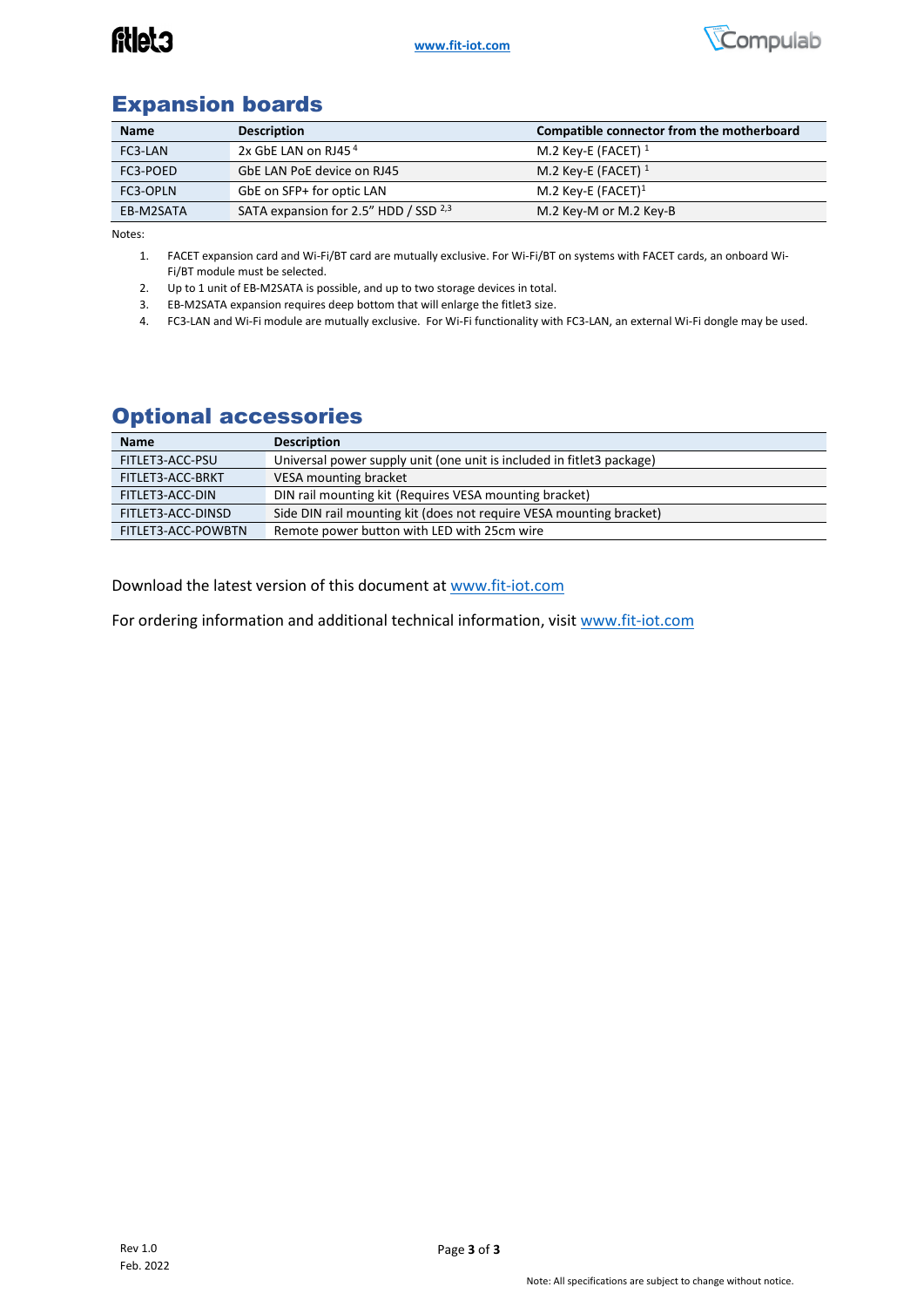## Expansion boards

| Name | Description | Compatible connector from the motherboard |
|---|---|---|
| FC3-LAN | 2x GbE LAN on RJ45 [4] | M.2 Key-E (FACET) [1] |
| FC3-POED | GbE LAN PoE device on RJ45 | M.2 Key-E (FACET) [1] |
| FC3-OPLN | GbE on SFP+ for optic LAN | M.2 Key-E (FACET)[1] |
| EB-M2SATA | SATA expansion for 2.5" HDD / SSD [2,3] | M.2 Key-M or M.2 Key-B |

Notes:

1. FACET expansion card and Wi-Fi/BT card are mutually exclusive. For Wi-Fi/BT on systems with FACET cards, an onboard Wi-Fi/BT module must be selected.
2. Up to 1 unit of EB-M2SATA is possible, and up to two storage devices in total.
3. EB-M2SATA expansion requires deep bottom that will enlarge the fitlet3 size.
4. FC3-LAN and Wi-Fi module are mutually exclusive. For Wi-Fi functionality with FC3-LAN, an external Wi-Fi dongle may be used.

## Optional accessories

| Name | Description |
|---|---|
| FITLET3-ACC-PSU | Universal power supply unit (one unit is included in fitlet3 package) |
| FITLET3-ACC-BRKT | VESA mounting bracket |
| FITLET3-ACC-DIN | DIN rail mounting kit (Requires VESA mounting bracket) |
| FITLET3-ACC-DINSD | Side DIN rail mounting kit (does not require VESA mounting bracket) |
| FITLET3-ACC-POWBTN | Remote power button with LED with 25cm wire |

Download the latest version of this document at www.fit-iot.com

For ordering information and additional technical information, visit www.fit-iot.com

Rev 1.0
Feb. 2022

Note: All specifications are subject to change without notice.